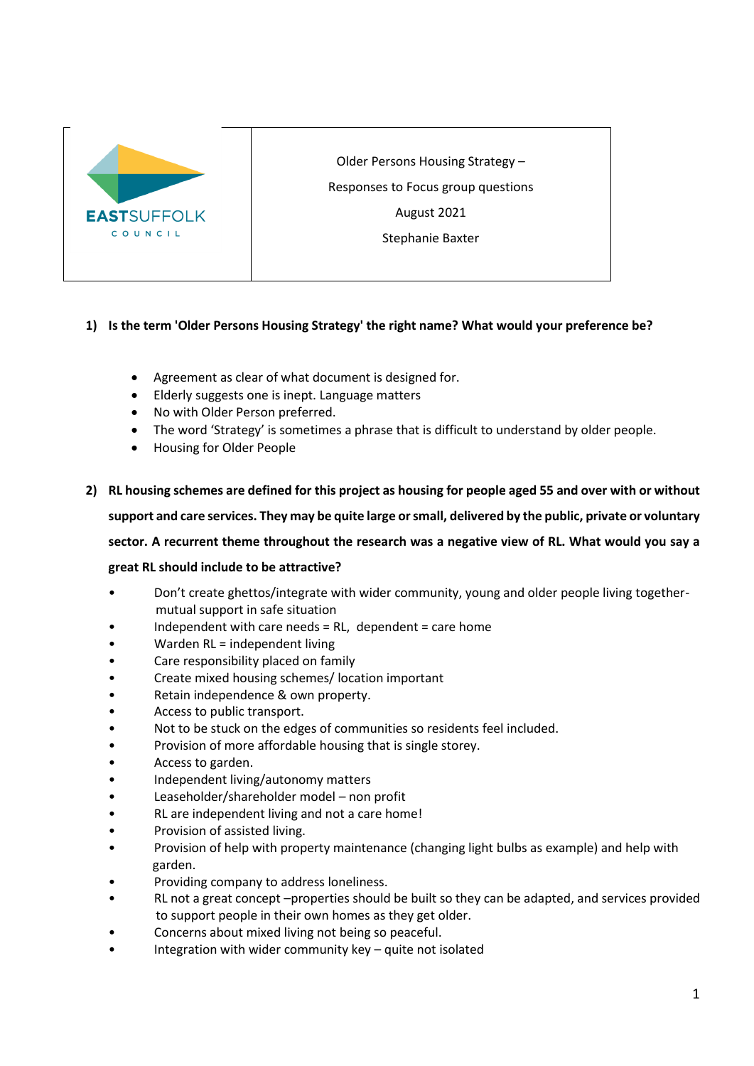EASTSUFFOLK COUNCIL

Older Persons Housing Strategy –

Responses to Focus group questions

August 2021

Stephanie Baxter

**1) Is the term 'Older Persons Housing Strategy' the right name? What would your preference be?**

- Agreement as clear of what document is designed for.
- Elderly suggests one is inept. Language matters
- No with Older Person preferred.
- The word 'Strategy' is sometimes a phrase that is difficult to understand by older people.
- Housing for Older People

**2) RL housing schemes are defined for this project as housing for people aged 55 and over with or without support and care services. They may be quite large or small, delivered by the public, private or voluntary sector. A recurrent theme throughout the research was a negative view of RL. What would you say a great RL should include to be attractive?**

- Don't create ghettos/integrate with wider community, young and older people living together- mutual support in safe situation
- Independent with care needs = RL, dependent = care home
- Warden RL = independent living
- Care responsibility placed on family
- Create mixed housing schemes/ location important
- Retain independence & own property.
- Access to public transport.
- Not to be stuck on the edges of communities so residents feel included.
- Provision of more affordable housing that is single storey.
- Access to garden.
- Independent living/autonomy matters
- Leaseholder/shareholder model – non profit
- RL are independent living and not a care home!
- Provision of assisted living.
- Provision of help with property maintenance (changing light bulbs as example) and help with garden.
- Providing company to address loneliness.
- RL not a great concept –properties should be built so they can be adapted, and services provided to support people in their own homes as they get older.
- Concerns about mixed living not being so peaceful.
- Integration with wider community key – quite not isolated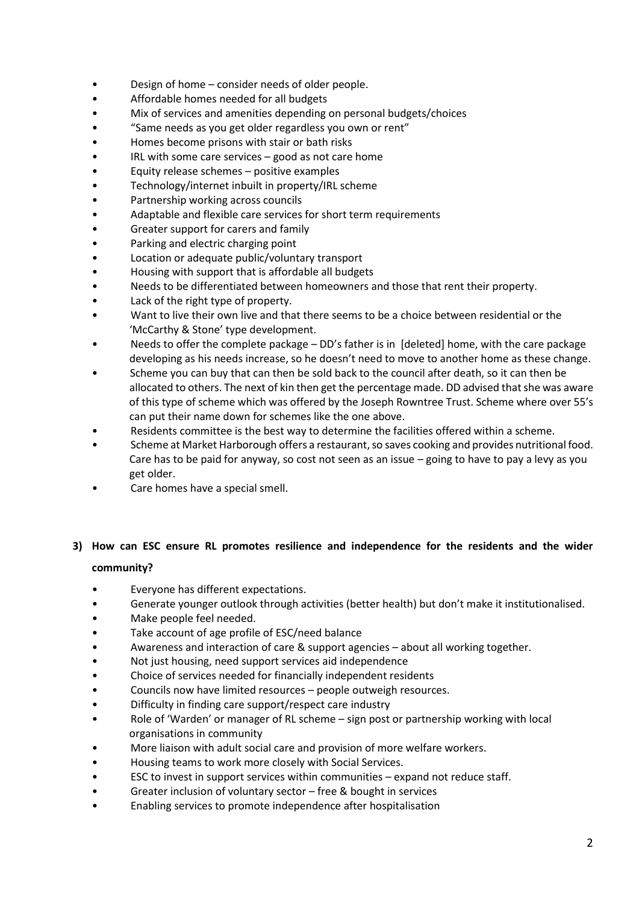- Design of home – consider needs of older people.
- Affordable homes needed for all budgets
- Mix of services and amenities depending on personal budgets/choices
- "Same needs as you get older regardless you own or rent"
- Homes become prisons with stair or bath risks
- IRL with some care services – good as not care home
- Equity release schemes – positive examples
- Technology/internet inbuilt in property/IRL scheme
- Partnership working across councils
- Adaptable and flexible care services for short term requirements
- Greater support for carers and family
- Parking and electric charging point
- Location or adequate public/voluntary transport
- Housing with support that is affordable all budgets
- Needs to be differentiated between homeowners and those that rent their property.
- Lack of the right type of property.
- Want to live their own live and that there seems to be a choice between residential or the 'McCarthy & Stone' type development.
- Needs to offer the complete package – DD's father is in [deleted] home, with the care package developing as his needs increase, so he doesn't need to move to another home as these change.
- Scheme you can buy that can then be sold back to the council after death, so it can then be allocated to others. The next of kin then get the percentage made. DD advised that she was aware of this type of scheme which was offered by the Joseph Rowntree Trust. Scheme where over 55's can put their name down for schemes like the one above.
- Residents committee is the best way to determine the facilities offered within a scheme.
- Scheme at Market Harborough offers a restaurant, so saves cooking and provides nutritional food. Care has to be paid for anyway, so cost not seen as an issue – going to have to pay a levy as you get older.
- Care homes have a special smell.

## 3) How can ESC ensure RL promotes resilience and independence for the residents and the wider community?

- Everyone has different expectations.
- Generate younger outlook through activities (better health) but don't make it institutionalised.
- Make people feel needed.
- Take account of age profile of ESC/need balance
- Awareness and interaction of care & support agencies – about all working together.
- Not just housing, need support services aid independence
- Choice of services needed for financially independent residents
- Councils now have limited resources – people outweigh resources.
- Difficulty in finding care support/respect care industry
- Role of 'Warden' or manager of RL scheme – sign post or partnership working with local organisations in community
- More liaison with adult social care and provision of more welfare workers.
- Housing teams to work more closely with Social Services.
- ESC to invest in support services within communities – expand not reduce staff.
- Greater inclusion of voluntary sector – free & bought in services
- Enabling services to promote independence after hospitalisation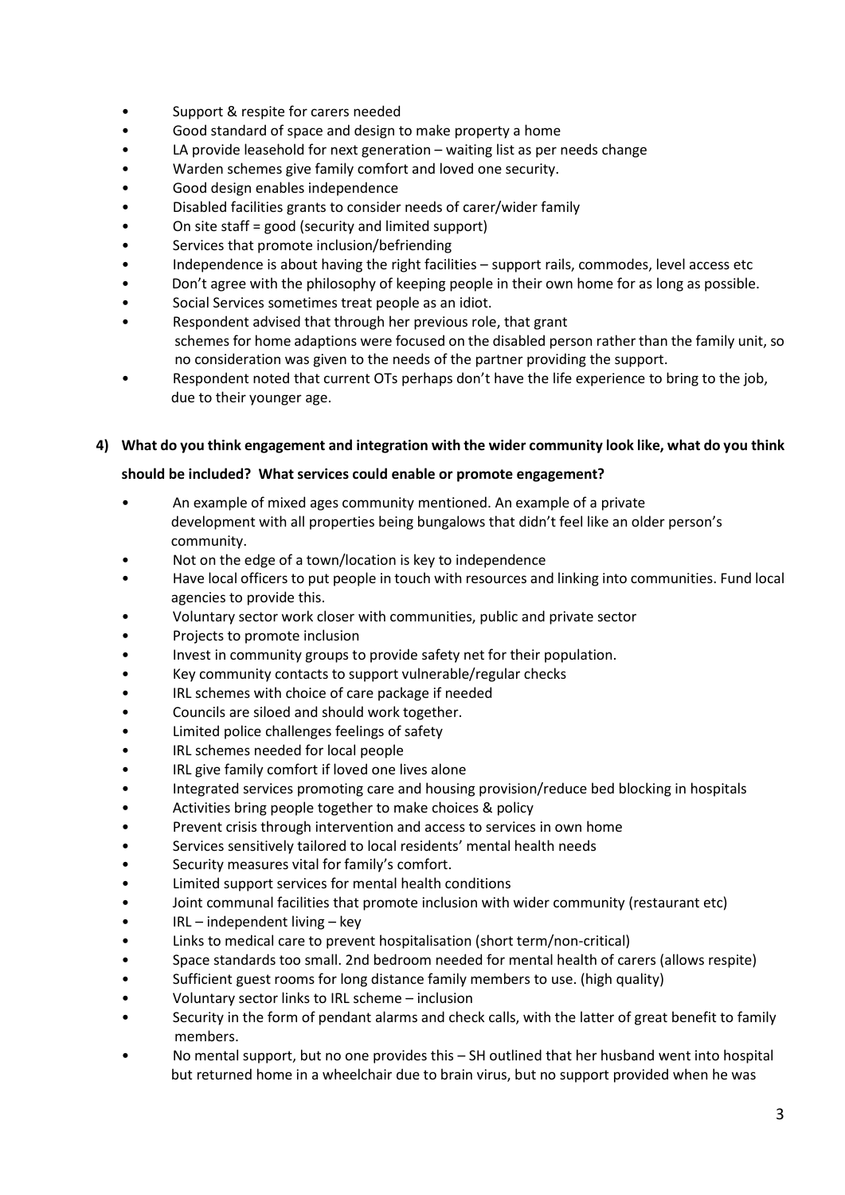- Support & respite for carers needed
- Good standard of space and design to make property a home
- LA provide leasehold for next generation – waiting list as per needs change
- Warden schemes give family comfort and loved one security.
- Good design enables independence
- Disabled facilities grants to consider needs of carer/wider family
- On site staff = good (security and limited support)
- Services that promote inclusion/befriending
- Independence is about having the right facilities – support rails, commodes, level access etc
- Don't agree with the philosophy of keeping people in their own home for as long as possible.
- Social Services sometimes treat people as an idiot.
- Respondent advised that through her previous role, that grant schemes for home adaptions were focused on the disabled person rather than the family unit, so no consideration was given to the needs of the partner providing the support.
- Respondent noted that current OTs perhaps don't have the life experience to bring to the job, due to their younger age.

**4) What do you think engagement and integration with the wider community look like, what do you think should be included? What services could enable or promote engagement?**

- An example of mixed ages community mentioned. An example of a private development with all properties being bungalows that didn't feel like an older person's community.
- Not on the edge of a town/location is key to independence
- Have local officers to put people in touch with resources and linking into communities. Fund local agencies to provide this.
- Voluntary sector work closer with communities, public and private sector
- Projects to promote inclusion
- Invest in community groups to provide safety net for their population.
- Key community contacts to support vulnerable/regular checks
- IRL schemes with choice of care package if needed
- Councils are siloed and should work together.
- Limited police challenges feelings of safety
- IRL schemes needed for local people
- IRL give family comfort if loved one lives alone
- Integrated services promoting care and housing provision/reduce bed blocking in hospitals
- Activities bring people together to make choices & policy
- Prevent crisis through intervention and access to services in own home
- Services sensitively tailored to local residents' mental health needs
- Security measures vital for family's comfort.
- Limited support services for mental health conditions
- Joint communal facilities that promote inclusion with wider community (restaurant etc)
- IRL – independent living – key
- Links to medical care to prevent hospitalisation (short term/non-critical)
- Space standards too small. 2nd bedroom needed for mental health of carers (allows respite)
- Sufficient guest rooms for long distance family members to use. (high quality)
- Voluntary sector links to IRL scheme – inclusion
- Security in the form of pendant alarms and check calls, with the latter of great benefit to family members.
- No mental support, but no one provides this – SH outlined that her husband went into hospital but returned home in a wheelchair due to brain virus, but no support provided when he was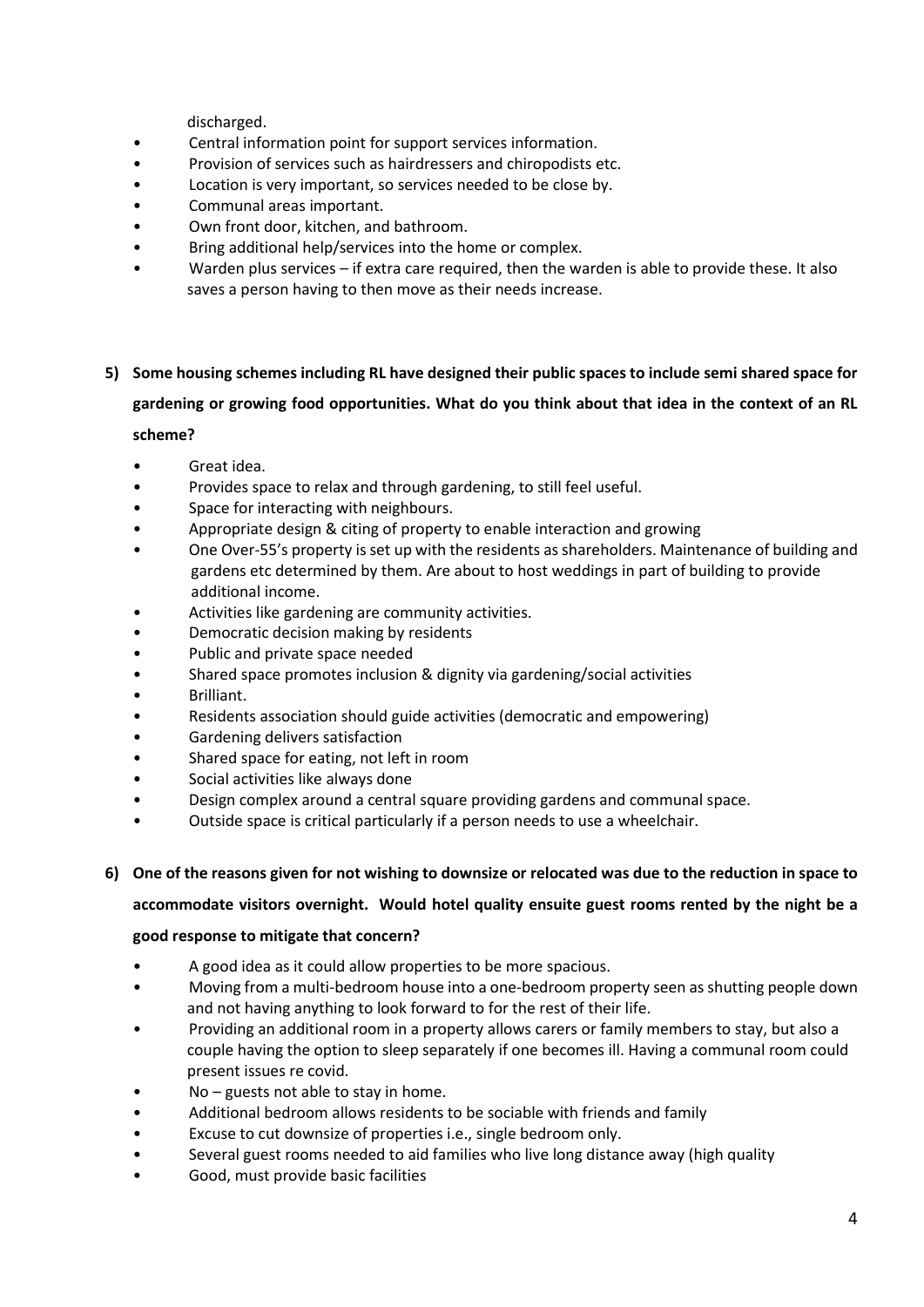discharged.

- Central information point for support services information.
- Provision of services such as hairdressers and chiropodists etc.
- Location is very important, so services needed to be close by.
- Communal areas important.
- Own front door, kitchen, and bathroom.
- Bring additional help/services into the home or complex.
- Warden plus services – if extra care required, then the warden is able to provide these. It also saves a person having to then move as their needs increase.

**5) Some housing schemes including RL have designed their public spaces to include semi shared space for gardening or growing food opportunities. What do you think about that idea in the context of an RL scheme?**

- Great idea.
- Provides space to relax and through gardening, to still feel useful.
- Space for interacting with neighbours.
- Appropriate design & citing of property to enable interaction and growing
- One Over-55's property is set up with the residents as shareholders. Maintenance of building and gardens etc determined by them. Are about to host weddings in part of building to provide additional income.
- Activities like gardening are community activities.
- Democratic decision making by residents
- Public and private space needed
- Shared space promotes inclusion & dignity via gardening/social activities
- Brilliant.
- Residents association should guide activities (democratic and empowering)
- Gardening delivers satisfaction
- Shared space for eating, not left in room
- Social activities like always done
- Design complex around a central square providing gardens and communal space.
- Outside space is critical particularly if a person needs to use a wheelchair.

**6) One of the reasons given for not wishing to downsize or relocated was due to the reduction in space to accommodate visitors overnight. Would hotel quality ensuite guest rooms rented by the night be a good response to mitigate that concern?**

- A good idea as it could allow properties to be more spacious.
- Moving from a multi-bedroom house into a one-bedroom property seen as shutting people down and not having anything to look forward to for the rest of their life.
- Providing an additional room in a property allows carers or family members to stay, but also a couple having the option to sleep separately if one becomes ill. Having a communal room could present issues re covid.
- No – guests not able to stay in home.
- Additional bedroom allows residents to be sociable with friends and family
- Excuse to cut downsize of properties i.e., single bedroom only.
- Several guest rooms needed to aid families who live long distance away (high quality
- Good, must provide basic facilities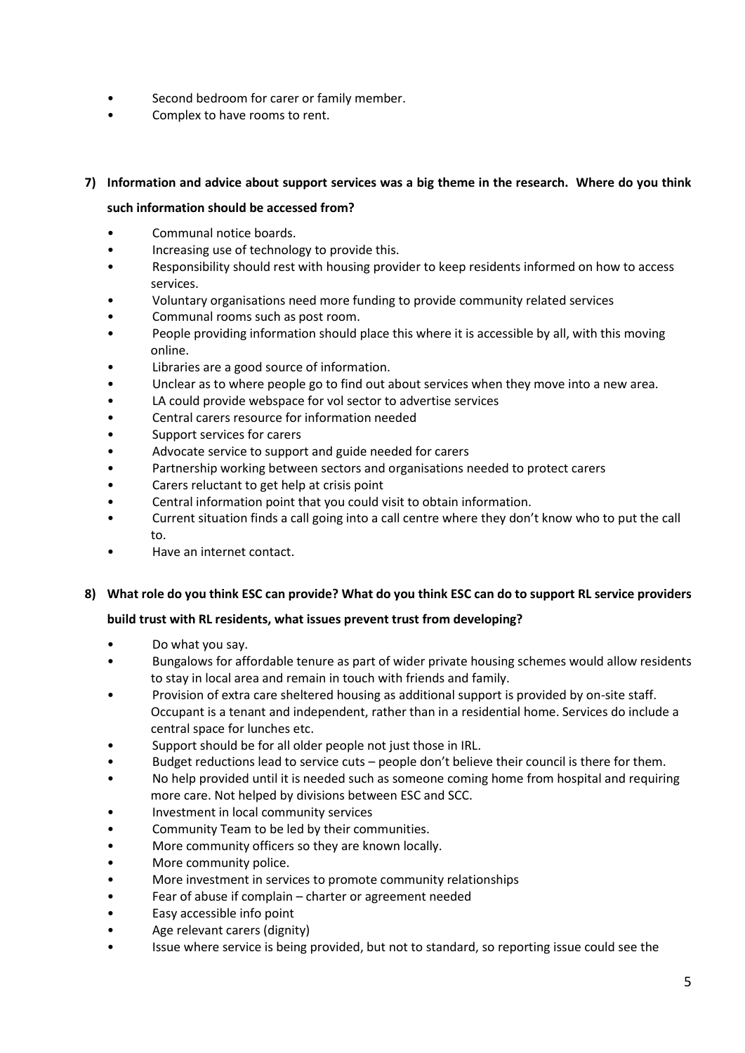- Second bedroom for carer or family member.
- Complex to have rooms to rent.

**7) Information and advice about support services was a big theme in the research. Where do you think such information should be accessed from?**

- Communal notice boards.
- Increasing use of technology to provide this.
- Responsibility should rest with housing provider to keep residents informed on how to access services.
- Voluntary organisations need more funding to provide community related services
- Communal rooms such as post room.
- People providing information should place this where it is accessible by all, with this moving online.
- Libraries are a good source of information.
- Unclear as to where people go to find out about services when they move into a new area.
- LA could provide webspace for vol sector to advertise services
- Central carers resource for information needed
- Support services for carers
- Advocate service to support and guide needed for carers
- Partnership working between sectors and organisations needed to protect carers
- Carers reluctant to get help at crisis point
- Central information point that you could visit to obtain information.
- Current situation finds a call going into a call centre where they don't know who to put the call to.
- Have an internet contact.

**8) What role do you think ESC can provide? What do you think ESC can do to support RL service providers build trust with RL residents, what issues prevent trust from developing?**

- Do what you say.
- Bungalows for affordable tenure as part of wider private housing schemes would allow residents to stay in local area and remain in touch with friends and family.
- Provision of extra care sheltered housing as additional support is provided by on-site staff. Occupant is a tenant and independent, rather than in a residential home. Services do include a central space for lunches etc.
- Support should be for all older people not just those in IRL.
- Budget reductions lead to service cuts – people don't believe their council is there for them.
- No help provided until it is needed such as someone coming home from hospital and requiring more care. Not helped by divisions between ESC and SCC.
- Investment in local community services
- Community Team to be led by their communities.
- More community officers so they are known locally.
- More community police.
- More investment in services to promote community relationships
- Fear of abuse if complain – charter or agreement needed
- Easy accessible info point
- Age relevant carers (dignity)
- Issue where service is being provided, but not to standard, so reporting issue could see the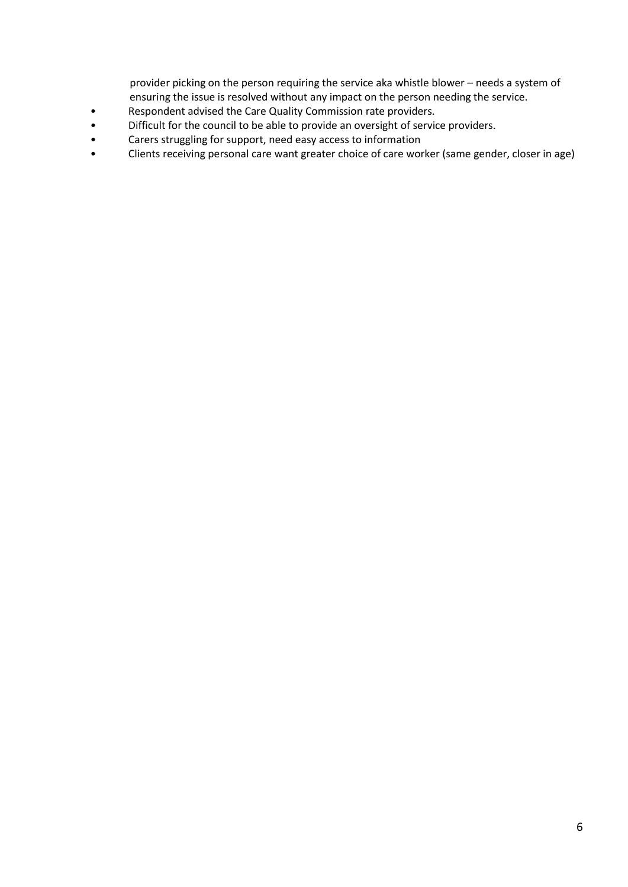provider picking on the person requiring the service aka whistle blower – needs a system of ensuring the issue is resolved without any impact on the person needing the service.

- Respondent advised the Care Quality Commission rate providers.
- Difficult for the council to be able to provide an oversight of service providers.
- Carers struggling for support, need easy access to information
- Clients receiving personal care want greater choice of care worker (same gender, closer in age)